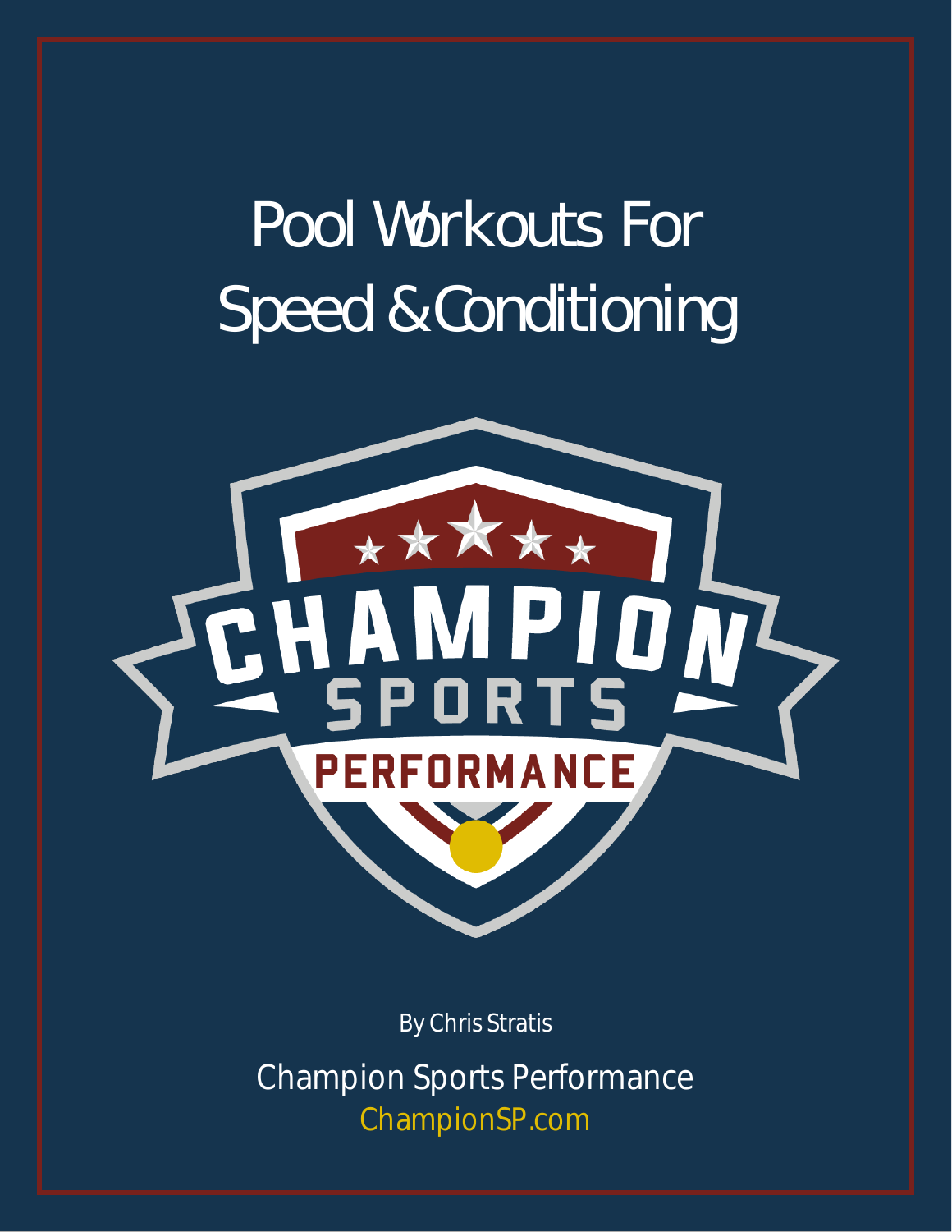# Pool Workouts For Speed & Conditioning

By Chris Stratis

Champion Sports Performance

ChampionSP.com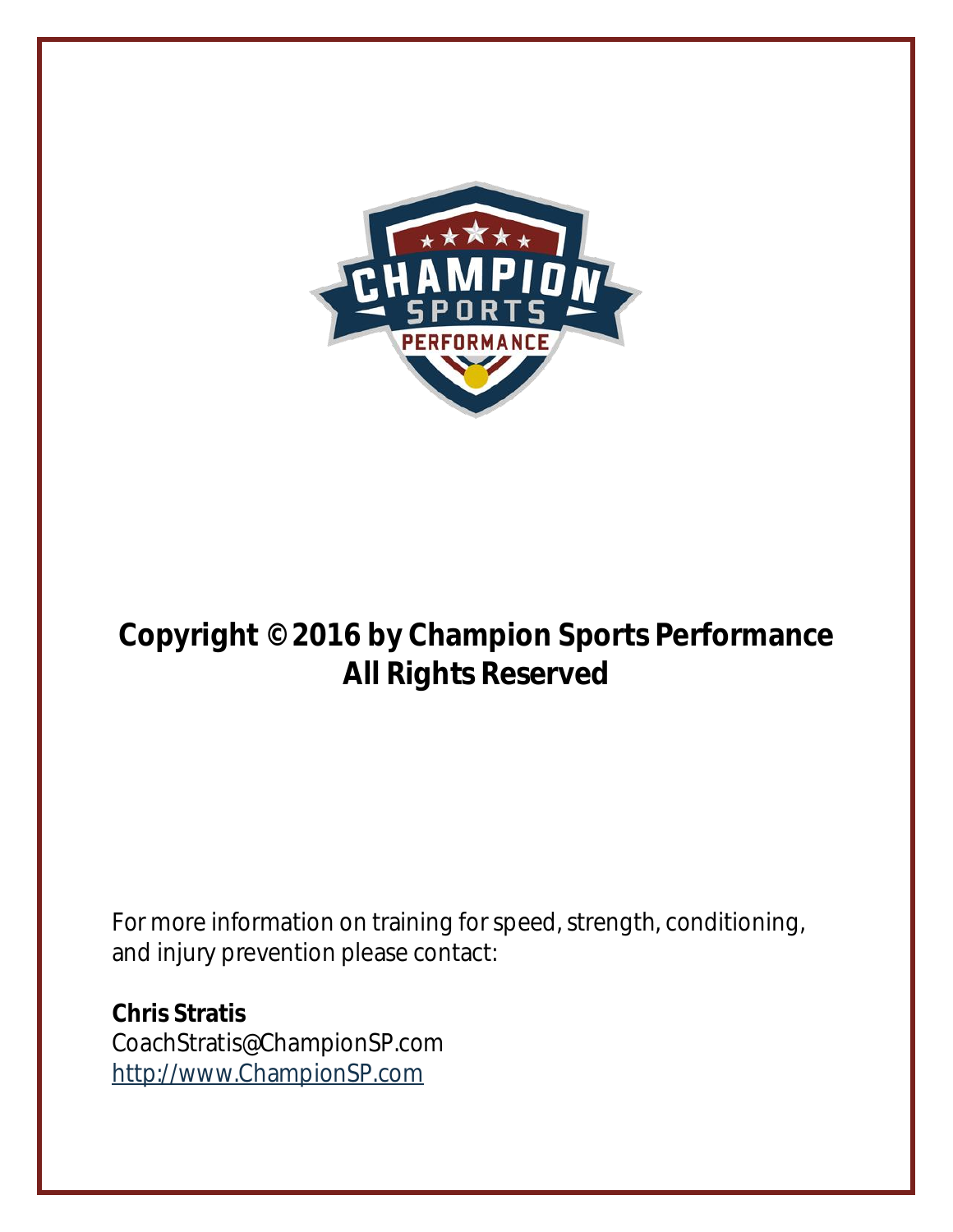**Copyright © 2016 by Champion Sports Performance**
**All Rights Reserved**

For more information on training for speed, strength, conditioning, and injury prevention please contact:

**Chris Stratis**
CoachStratis@ChampionSP.com
http://www.ChampionSP.com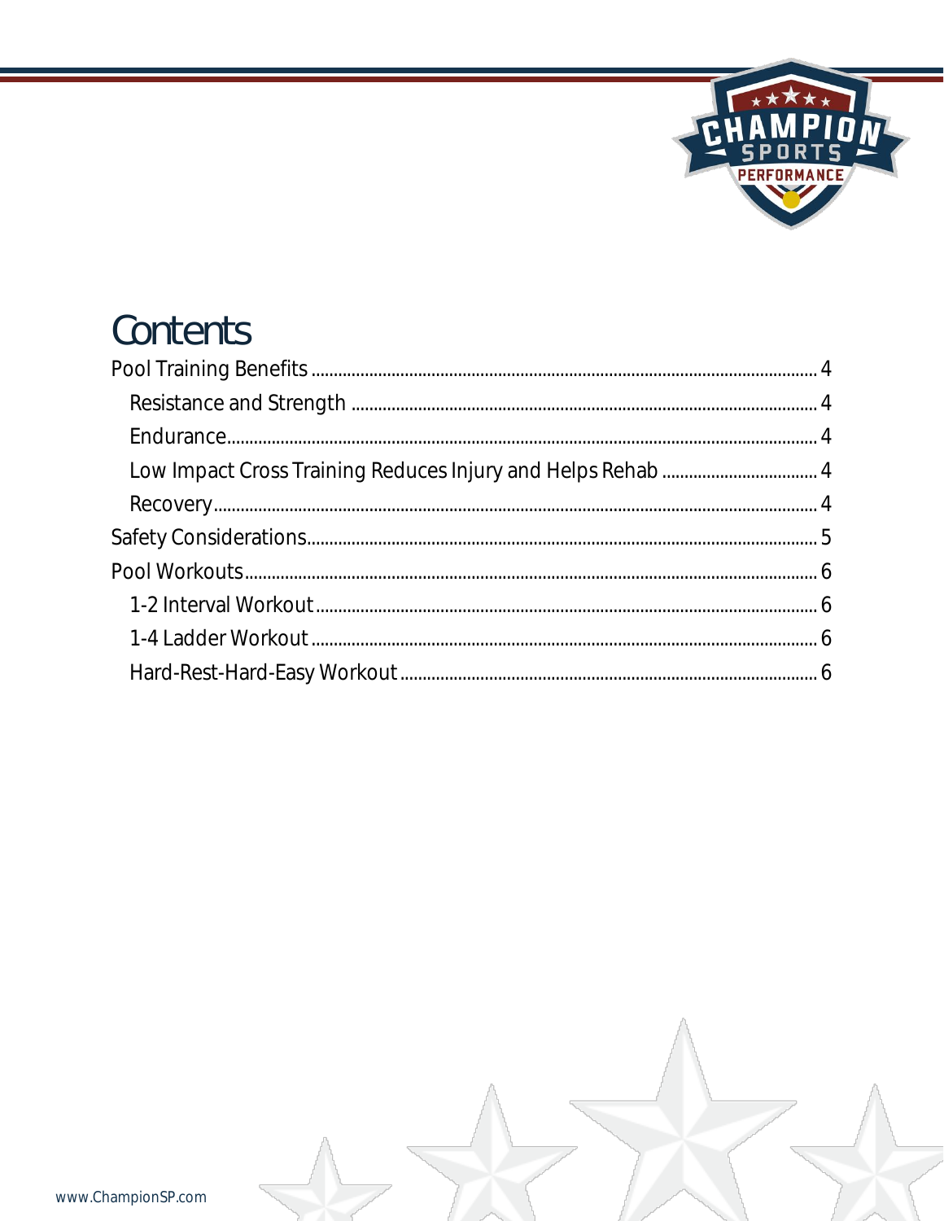# Contents

- Pool Training Benefits ..... 4
  - Resistance and Strength ..... 4
  - Endurance ..... 4
  - Low Impact Cross Training Reduces Injury and Helps Rehab ..... 4
  - Recovery ..... 4
- Safety Considerations ..... 5
- Pool Workouts ..... 6
  - 1-2 Interval Workout ..... 6
  - 1-4 Ladder Workout ..... 6
  - Hard-Rest-Hard-Easy Workout ..... 6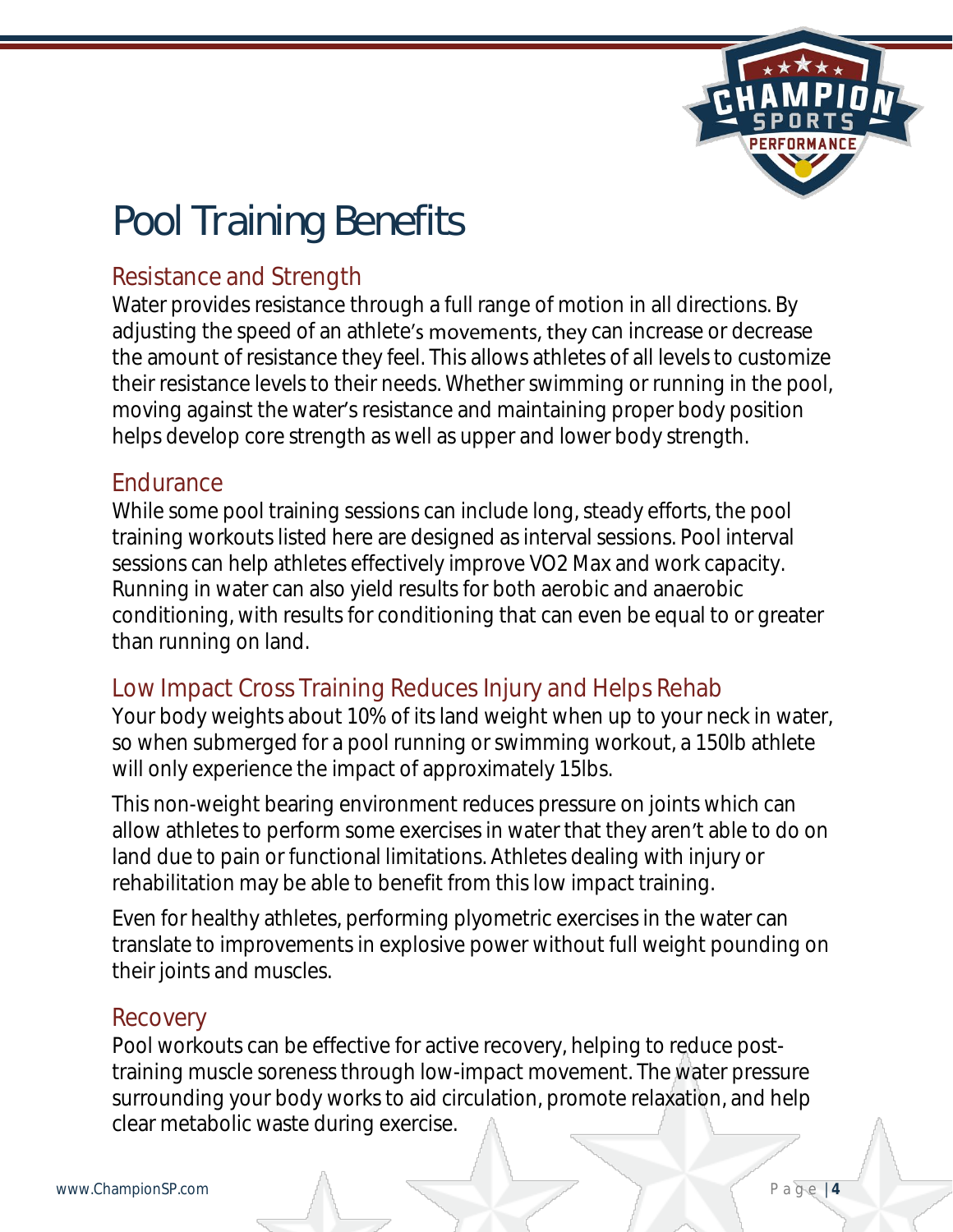# Pool Training Benefits

## Resistance and Strength

Water provides resistance through a full range of motion in all directions. By adjusting the speed of an athlete's movements, they can increase or decrease the amount of resistance they feel. This allows athletes of all levels to customize their resistance levels to their needs. Whether swimming or running in the pool, moving against the water's resistance and maintaining proper body position helps develop core strength as well as upper and lower body strength.

## Endurance

While some pool training sessions can include long, steady efforts, the pool training workouts listed here are designed as interval sessions. Pool interval sessions can help athletes effectively improve VO2 Max and work capacity. Running in water can also yield results for both aerobic and anaerobic conditioning, with results for conditioning that can even be equal to or greater than running on land.

## Low Impact Cross Training Reduces Injury and Helps Rehab

Your body weights about 10% of its land weight when up to your neck in water, so when submerged for a pool running or swimming workout, a 150lb athlete will only experience the impact of approximately 15lbs.

This non-weight bearing environment reduces pressure on joints which can allow athletes to perform some exercises in water that they aren't able to do on land due to pain or functional limitations. Athletes dealing with injury or rehabilitation may be able to benefit from this low impact training.

Even for healthy athletes, performing plyometric exercises in the water can translate to improvements in explosive power without full weight pounding on their joints and muscles.

## Recovery

Pool workouts can be effective for active recovery, helping to reduce post-training muscle soreness through low-impact movement. The water pressure surrounding your body works to aid circulation, promote relaxation, and help clear metabolic waste during exercise.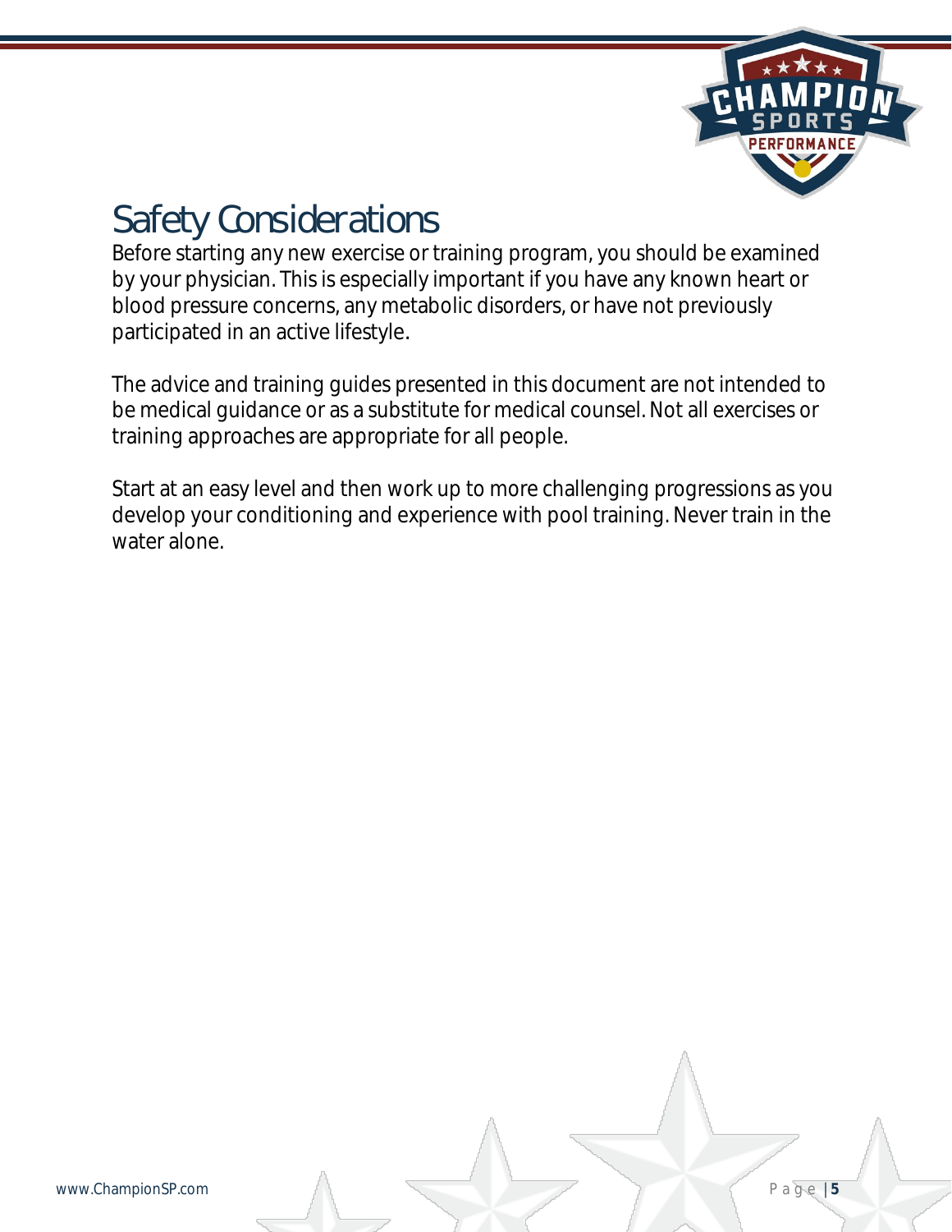# Safety Considerations

Before starting any new exercise or training program, you should be examined by your physician. This is especially important if you have any known heart or blood pressure concerns, any metabolic disorders, or have not previously participated in an active lifestyle.

The advice and training guides presented in this document are not intended to be medical guidance or as a substitute for medical counsel. Not all exercises or training approaches are appropriate for all people.

Start at an easy level and then work up to more challenging progressions as you develop your conditioning and experience with pool training. Never train in the water alone.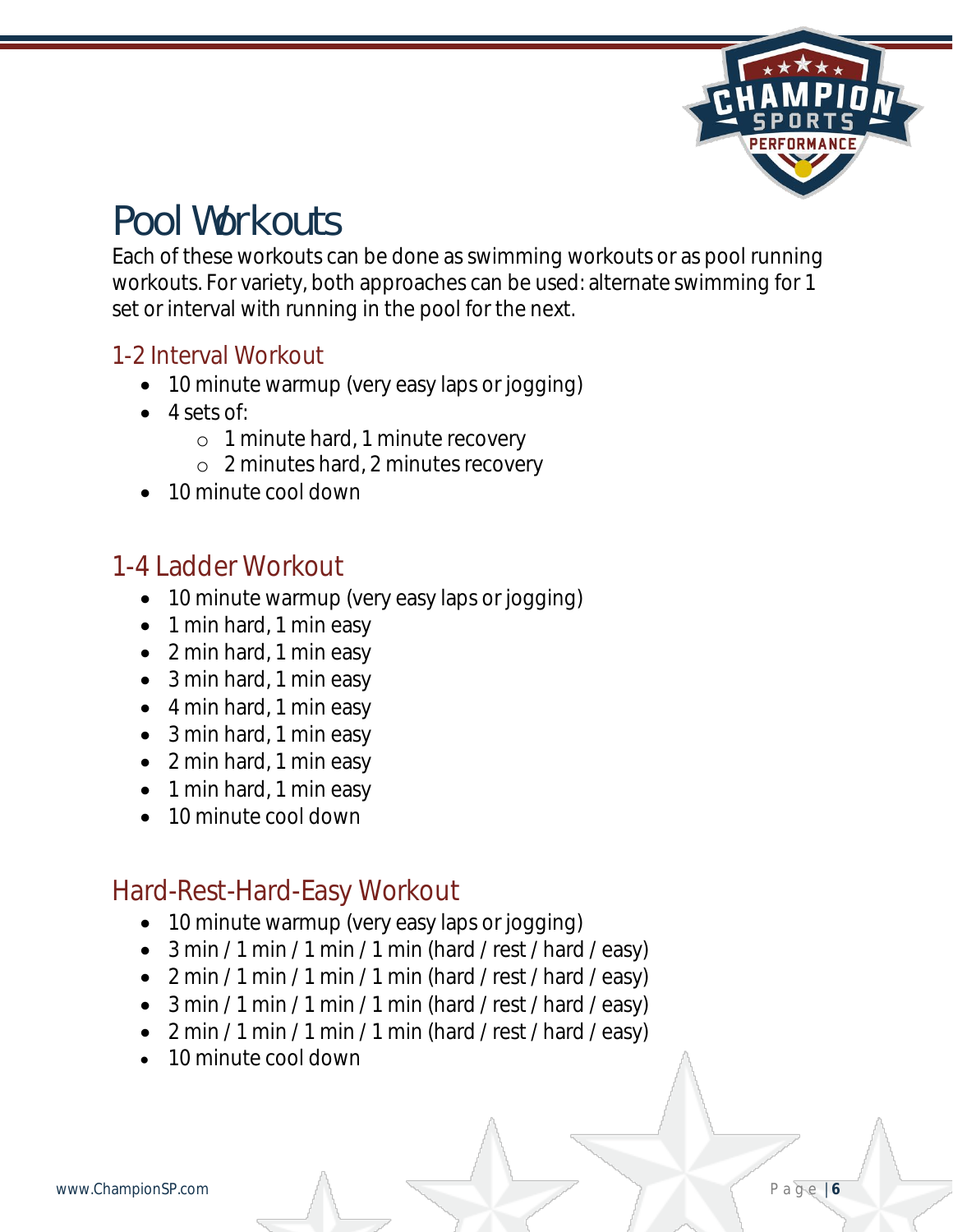# Pool Workouts

Each of these workouts can be done as swimming workouts or as pool running workouts. For variety, both approaches can be used: alternate swimming for 1 set or interval with running in the pool for the next.

## 1-2 Interval Workout

- 10 minute warmup (very easy laps or jogging)
- 4 sets of:
  - 1 minute hard, 1 minute recovery
  - 2 minutes hard, 2 minutes recovery
- 10 minute cool down

## 1-4 Ladder Workout

- 10 minute warmup (very easy laps or jogging)
- 1 min hard, 1 min easy
- 2 min hard, 1 min easy
- 3 min hard, 1 min easy
- 4 min hard, 1 min easy
- 3 min hard, 1 min easy
- 2 min hard, 1 min easy
- 1 min hard, 1 min easy
- 10 minute cool down

## Hard-Rest-Hard-Easy Workout

- 10 minute warmup (very easy laps or jogging)
- 3 min / 1 min / 1 min / 1 min (hard / rest / hard / easy)
- 2 min / 1 min / 1 min / 1 min (hard / rest / hard / easy)
- 3 min / 1 min / 1 min / 1 min (hard / rest / hard / easy)
- 2 min / 1 min / 1 min / 1 min (hard / rest / hard / easy)
- 10 minute cool down